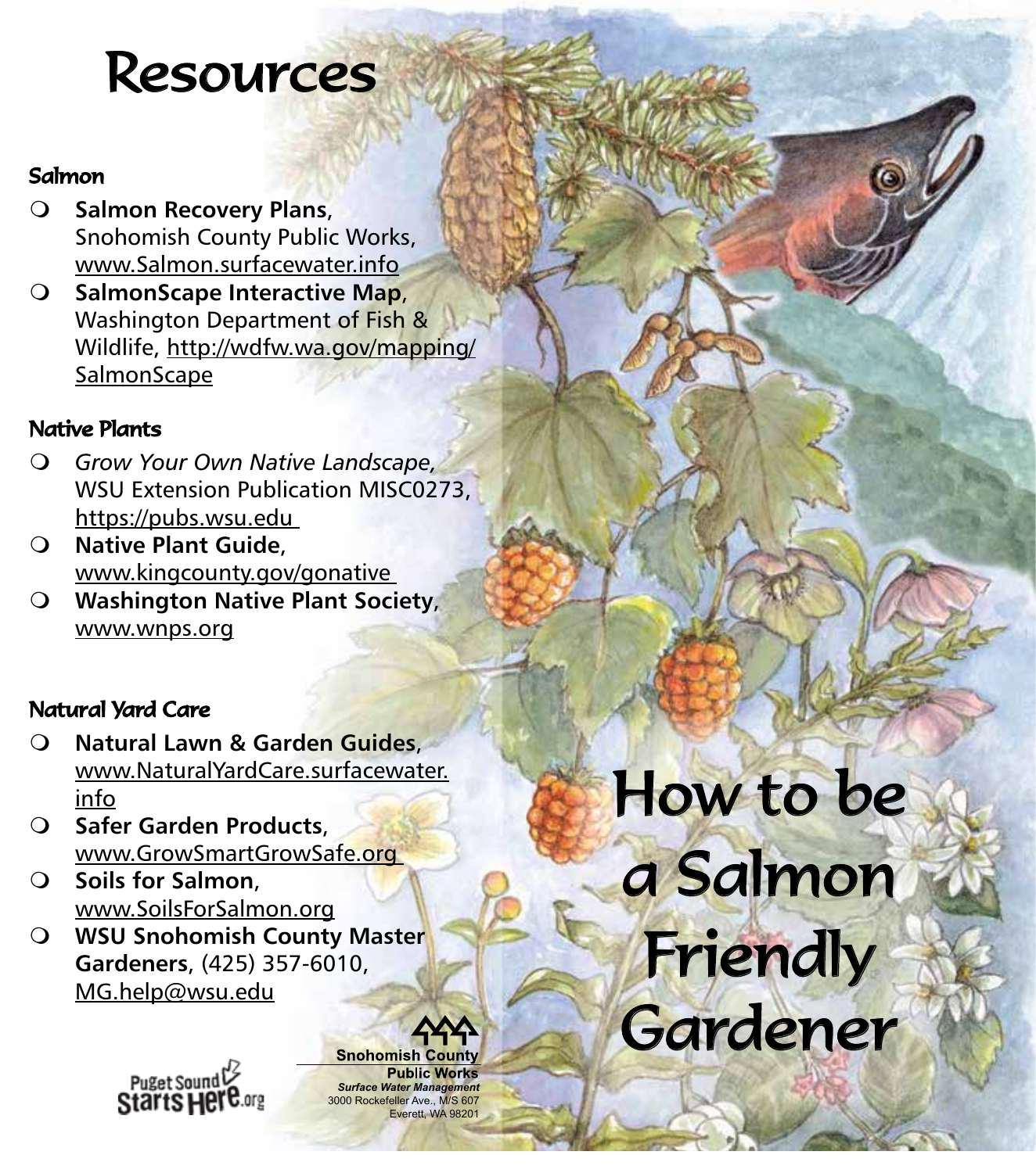# Resources

### Salmon

- **Salmon Recovery Plans**, Snohomish County Public Works, www.Salmon.surfacewater.info
- **SalmonScape Interactive Map**, Washington Department of Fish & Wildlife, http://wdfw.wa.gov/mapping/SalmonScape

### Native Plants

- *Grow Your Own Native Landscape,* WSU Extension Publication MISC0273, https://pubs.wsu.edu
- **Native Plant Guide**, www.kingcounty.gov/gonative
- **Washington Native Plant Society**, www.wnps.org

### Natural Yard Care

- **Natural Lawn & Garden Guides**, www.NaturalYardCare.surfacewater.info
- **Safer Garden Products**, www.GrowSmartGrowSafe.org
- **Soils for Salmon**, www.SoilsForSalmon.org
- **WSU Snohomish County Master Gardeners**, (425) 357-6010, MG.help@wsu.edu

Puget Sound Starts Here.org

**Snohomish County**
**Public Works**
***Surface Water Management***
3000 Rockefeller Ave., M/S 607
Everett, WA 98201

# How to be a Salmon Friendly Gardener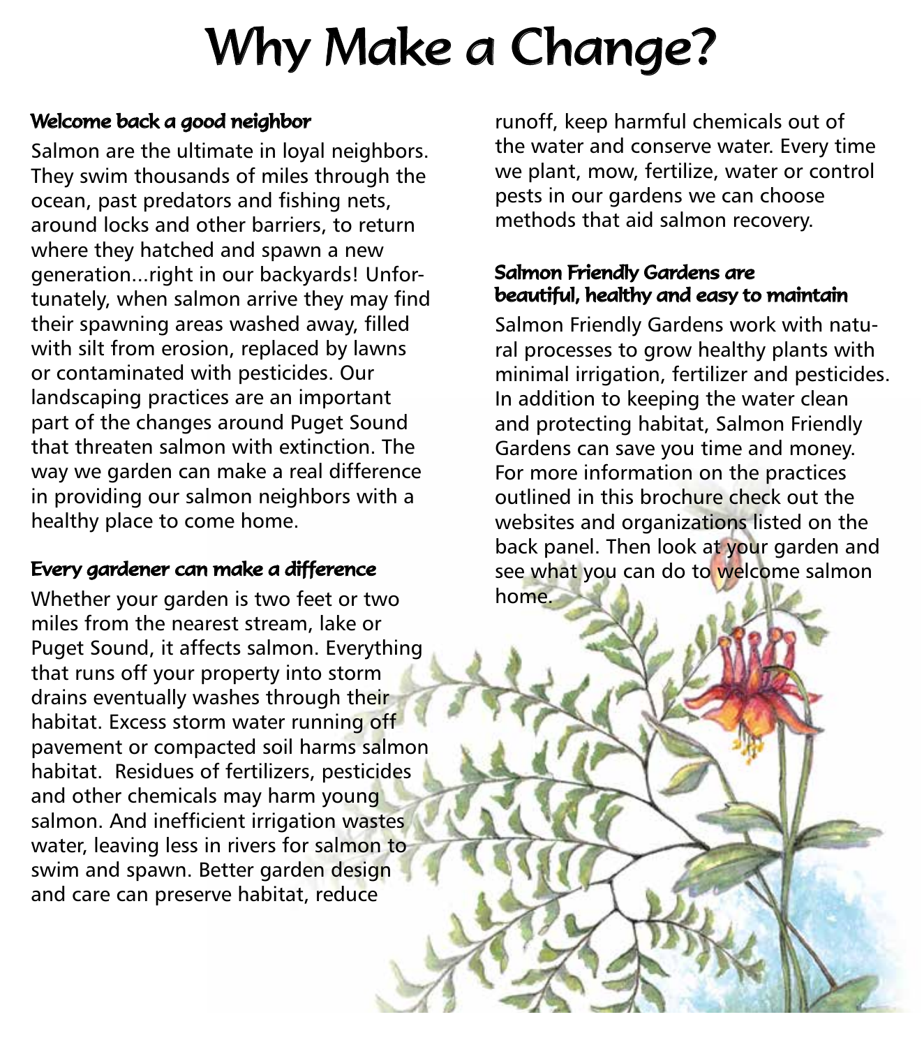# Why Make a Change?

### Welcome back a good neighbor

Salmon are the ultimate in loyal neighbors. They swim thousands of miles through the ocean, past predators and fishing nets, around locks and other barriers, to return where they hatched and spawn a new generation...right in our backyards! Unfortunately, when salmon arrive they may find their spawning areas washed away, filled with silt from erosion, replaced by lawns or contaminated with pesticides. Our landscaping practices are an important part of the changes around Puget Sound that threaten salmon with extinction. The way we garden can make a real difference in providing our salmon neighbors with a healthy place to come home.

### Every gardener can make a difference

Whether your garden is two feet or two miles from the nearest stream, lake or Puget Sound, it affects salmon. Everything that runs off your property into storm drains eventually washes through their habitat. Excess storm water running off pavement or compacted soil harms salmon habitat. Residues of fertilizers, pesticides and other chemicals may harm young salmon. And inefficient irrigation wastes water, leaving less in rivers for salmon to swim and spawn. Better garden design and care can preserve habitat, reduce runoff, keep harmful chemicals out of the water and conserve water. Every time we plant, mow, fertilize, water or control pests in our gardens we can choose methods that aid salmon recovery.

### Salmon Friendly Gardens are beautiful, healthy and easy to maintain

Salmon Friendly Gardens work with natural processes to grow healthy plants with minimal irrigation, fertilizer and pesticides. In addition to keeping the water clean and protecting habitat, Salmon Friendly Gardens can save you time and money. For more information on the practices outlined in this brochure check out the websites and organizations listed on the back panel. Then look at your garden and see what you can do to welcome salmon home.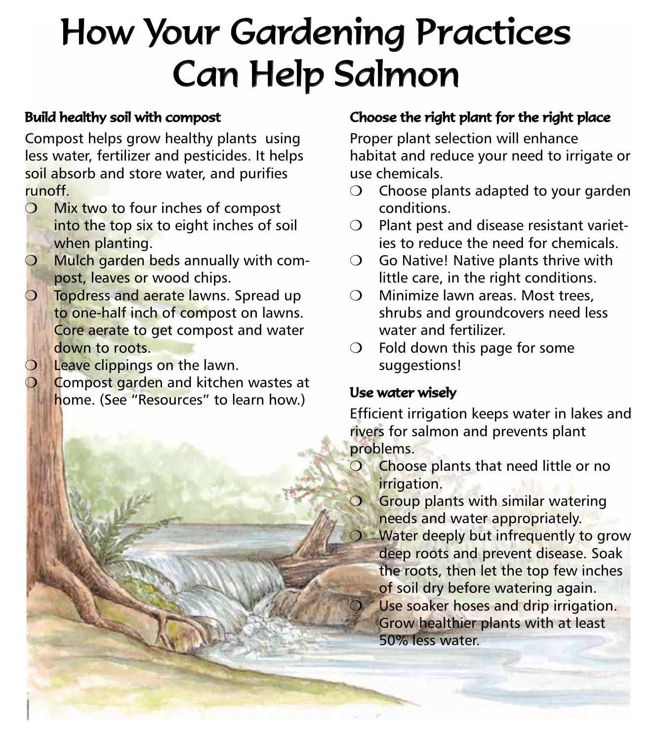# How Your Gardening Practices Can Help Salmon

### Build healthy soil with compost

Compost helps grow healthy plants using less water, fertilizer and pesticides. It helps soil absorb and store water, and purifies runoff.

- Mix two to four inches of compost into the top six to eight inches of soil when planting.
- Mulch garden beds annually with compost, leaves or wood chips.
- Topdress and aerate lawns. Spread up to one-half inch of compost on lawns. Core aerate to get compost and water down to roots.
- Leave clippings on the lawn.
- Compost garden and kitchen wastes at home. (See "Resources" to learn how.)

### Choose the right plant for the right place

Proper plant selection will enhance habitat and reduce your need to irrigate or use chemicals.

- Choose plants adapted to your garden conditions.
- Plant pest and disease resistant varieties to reduce the need for chemicals.
- Go Native! Native plants thrive with little care, in the right conditions.
- Minimize lawn areas. Most trees, shrubs and groundcovers need less water and fertilizer.
- Fold down this page for some suggestions!

### Use water wisely

Efficient irrigation keeps water in lakes and rivers for salmon and prevents plant problems.

- Choose plants that need little or no irrigation.
- Group plants with similar watering needs and water appropriately.
- Water deeply but infrequently to grow deep roots and prevent disease. Soak the roots, then let the top few inches of soil dry before watering again.
- Use soaker hoses and drip irrigation. Grow healthier plants with at least 50% less water.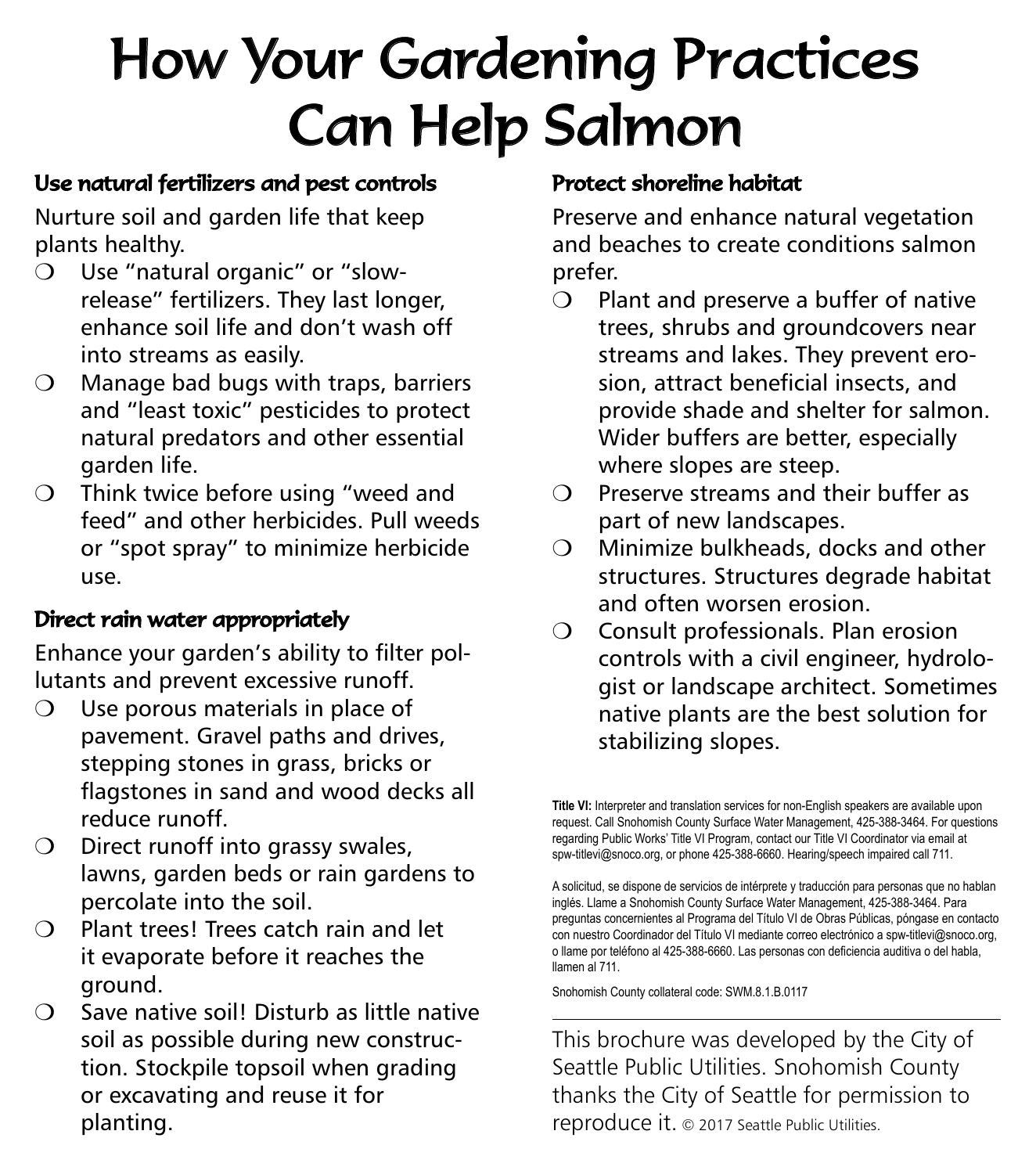# How Your Gardening Practices Can Help Salmon

### Use natural fertilizers and pest controls

Nurture soil and garden life that keep plants healthy.

- Use "natural organic" or "slow-release" fertilizers. They last longer, enhance soil life and don't wash off into streams as easily.
- Manage bad bugs with traps, barriers and "least toxic" pesticides to protect natural predators and other essential garden life.
- Think twice before using "weed and feed" and other herbicides. Pull weeds or "spot spray" to minimize herbicide use.

### Direct rain water appropriately

Enhance your garden's ability to filter pollutants and prevent excessive runoff.

- Use porous materials in place of pavement. Gravel paths and drives, stepping stones in grass, bricks or flagstones in sand and wood decks all reduce runoff.
- Direct runoff into grassy swales, lawns, garden beds or rain gardens to percolate into the soil.
- Plant trees! Trees catch rain and let it evaporate before it reaches the ground.
- Save native soil! Disturb as little native soil as possible during new construction. Stockpile topsoil when grading or excavating and reuse it for planting.

### Protect shoreline habitat

Preserve and enhance natural vegetation and beaches to create conditions salmon prefer.

- Plant and preserve a buffer of native trees, shrubs and groundcovers near streams and lakes. They prevent erosion, attract beneficial insects, and provide shade and shelter for salmon. Wider buffers are better, especially where slopes are steep.
- Preserve streams and their buffer as part of new landscapes.
- Minimize bulkheads, docks and other structures. Structures degrade habitat and often worsen erosion.
- Consult professionals. Plan erosion controls with a civil engineer, hydrologist or landscape architect. Sometimes native plants are the best solution for stabilizing slopes.

**Title VI:** Interpreter and translation services for non-English speakers are available upon request. Call Snohomish County Surface Water Management, 425-388-3464. For questions regarding Public Works' Title VI Program, contact our Title VI Coordinator via email at spw-titlevi@snoco.org, or phone 425-388-6660. Hearing/speech impaired call 711.

A solicitud, se dispone de servicios de intérprete y traducción para personas que no hablan inglés. Llame a Snohomish County Surface Water Management, 425-388-3464. Para preguntas concernientes al Programa del Título VI de Obras Públicas, póngase en contacto con nuestro Coordinador del Título VI mediante correo electrónico a spw-titlevi@snoco.org, o llame por teléfono al 425-388-6660. Las personas con deficiencia auditiva o del habla, llamen al 711.

Snohomish County collateral code: SWM.8.1.B.0117

---

This brochure was developed by the City of Seattle Public Utilities. Snohomish County thanks the City of Seattle for permission to reproduce it. © 2017 Seattle Public Utilities.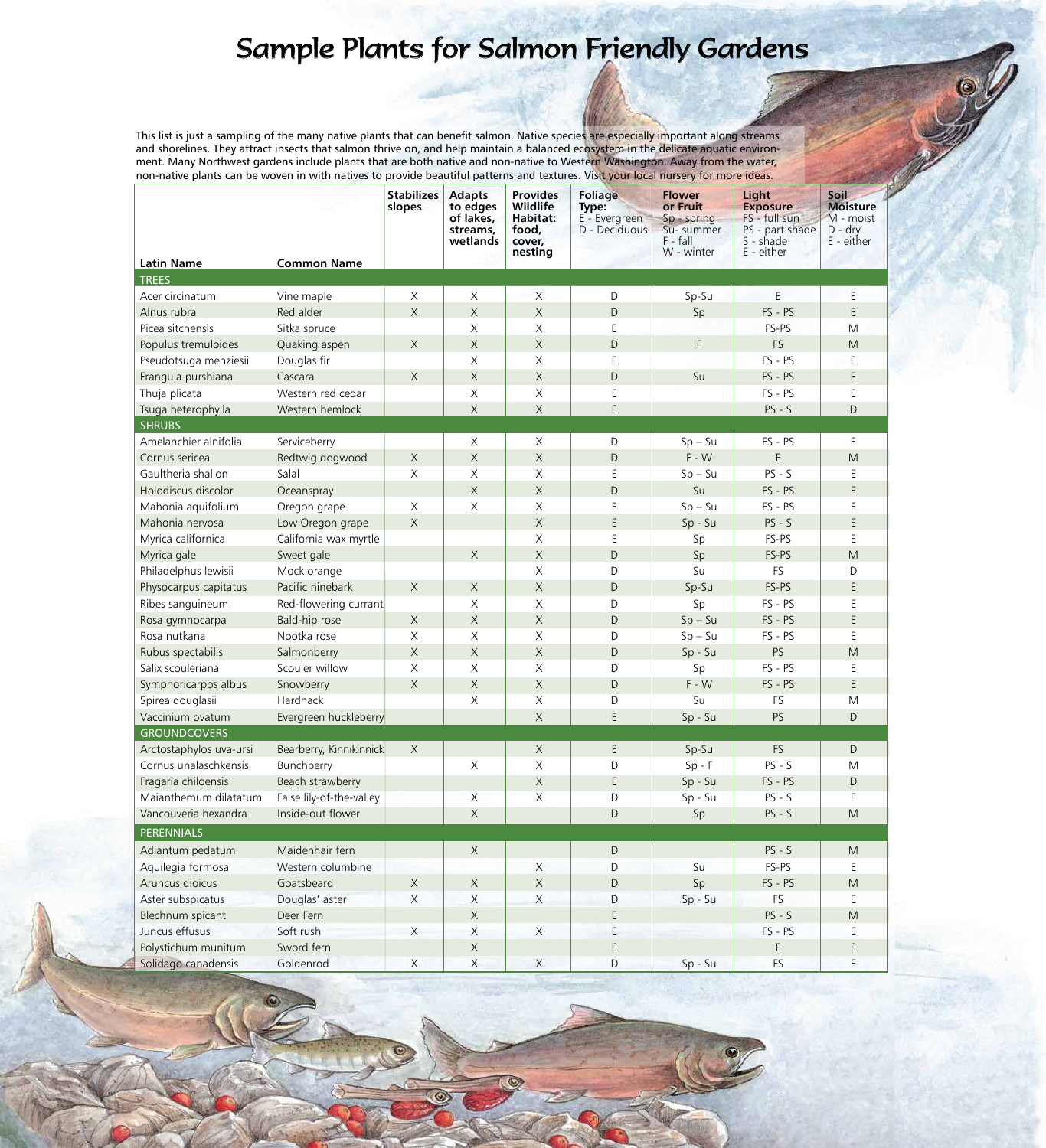# Sample Plants for Salmon Friendly Gardens

This list is just a sampling of the many native plants that can benefit salmon. Native species are especially important along streams and shorelines. They attract insects that salmon thrive on, and help maintain a balanced ecosystem in the delicate aquatic environment. Many Northwest gardens include plants that are both native and non-native to Western Washington. Away from the water, non-native plants can be woven in with natives to provide beautiful patterns and textures. Visit your local nursery for more ideas.

| Latin Name | Common Name | Stabilizes slopes | Adapts to edges of lakes, streams, wetlands | Provides Wildlife Habitat: food, cover, nesting | Foliage Type: E - Evergreen D - Deciduous | Flower or Fruit Sp - spring Su- summer F - fall W - winter | Light Exposure FS - full sun PS - part shade S - shade E - either | Soil Moisture M - moist D - dry E - either |
|---|---|---|---|---|---|---|---|---|
| **TREES** | | | | | | | | |
| Acer circinatum | Vine maple | X | X | X | D | Sp-Su | E | E |
| Alnus rubra | Red alder | X | X | X | D | Sp | FS - PS | E |
| Picea sitchensis | Sitka spruce | | X | X | E | | FS-PS | M |
| Populus tremuloides | Quaking aspen | X | X | X | D | F | FS | M |
| Pseudotsuga menziesii | Douglas fir | | X | X | E | | FS - PS | E |
| Frangula purshiana | Cascara | X | X | X | D | Su | FS - PS | E |
| Thuja plicata | Western red cedar | | X | X | E | | FS - PS | E |
| Tsuga heterophylla | Western hemlock | | X | X | E | | PS - S | D |
| **SHRUBS** | | | | | | | | |
| Amelanchier alnifolia | Serviceberry | | X | X | D | Sp – Su | FS - PS | E |
| Cornus sericea | Redtwig dogwood | X | X | X | D | F - W | E | M |
| Gaultheria shallon | Salal | X | X | X | E | Sp – Su | PS - S | E |
| Holodiscus discolor | Oceanspray | | X | X | D | Su | FS - PS | E |
| Mahonia aquifolium | Oregon grape | X | X | X | E | Sp – Su | FS - PS | E |
| Mahonia nervosa | Low Oregon grape | X | | X | E | Sp - Su | PS - S | E |
| Myrica californica | California wax myrtle | | | X | E | Sp | FS-PS | E |
| Myrica gale | Sweet gale | | X | X | D | Sp | FS-PS | M |
| Philadelphus lewisii | Mock orange | | | X | D | Su | FS | D |
| Physocarpus capitatus | Pacific ninebark | X | X | X | D | Sp-Su | FS-PS | E |
| Ribes sanguineum | Red-flowering currant | | X | X | D | Sp | FS - PS | E |
| Rosa gymnocarpa | Bald-hip rose | X | X | X | D | Sp – Su | FS - PS | E |
| Rosa nutkana | Nootka rose | X | X | X | D | Sp – Su | FS - PS | E |
| Rubus spectabilis | Salmonberry | X | X | X | D | Sp - Su | PS | M |
| Salix scouleriana | Scouler willow | X | X | X | D | Sp | FS - PS | E |
| Symphoricarpos albus | Snowberry | X | X | X | D | F - W | FS - PS | E |
| Spirea douglasii | Hardhack | | X | X | D | Su | FS | M |
| Vaccinium ovatum | Evergreen huckleberry | | | X | E | Sp - Su | PS | D |
| **GROUNDCOVERS** | | | | | | | | |
| Arctostaphylos uva-ursi | Bearberry, Kinnikinnick | X | | X | E | Sp-Su | FS | D |
| Cornus unalaschkensis | Bunchberry | | X | X | D | Sp - F | PS - S | M |
| Fragaria chiloensis | Beach strawberry | | | X | E | Sp - Su | FS - PS | D |
| Maianthemum dilatatum | False lily-of-the-valley | | X | X | D | Sp - Su | PS - S | E |
| Vancouveria hexandra | Inside-out flower | | X | | D | Sp | PS - S | M |
| **PERENNIALS** | | | | | | | | |
| Adiantum pedatum | Maidenhair fern | | X | | D | | PS - S | M |
| Aquilegia formosa | Western columbine | | | X | D | Su | FS-PS | E |
| Aruncus dioicus | Goatsbeard | X | X | X | D | Sp | FS - PS | M |
| Aster subspicatus | Douglas' aster | X | X | X | D | Sp - Su | FS | E |
| Blechnum spicant | Deer Fern | | X | | E | | PS - S | M |
| Juncus effusus | Soft rush | X | X | X | E | | FS - PS | E |
| Polystichum munitum | Sword fern | | X | | E | | E | E |
| Solidago canadensis | Goldenrod | X | X | X | D | Sp - Su | FS | E |